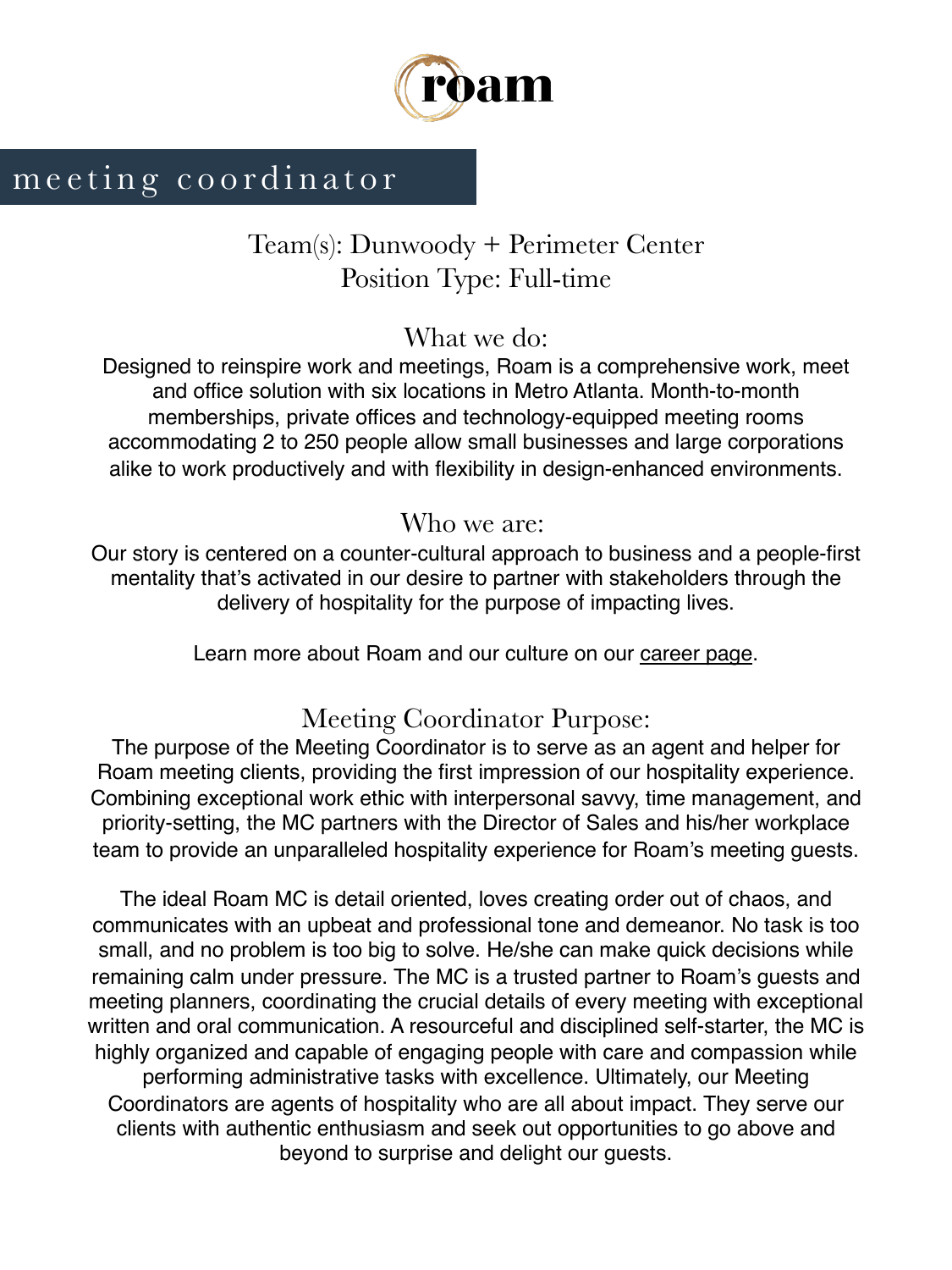# roam

## meeting coordinator

Team(s): Dunwoody + Perimeter Center
Position Type: Full-time

### What we do:

Designed to reinspire work and meetings, Roam is a comprehensive work, meet and office solution with six locations in Metro Atlanta. Month-to-month memberships, private offices and technology-equipped meeting rooms accommodating 2 to 250 people allow small businesses and large corporations alike to work productively and with flexibility in design-enhanced environments.

### Who we are:

Our story is centered on a counter-cultural approach to business and a people-first mentality that's activated in our desire to partner with stakeholders through the delivery of hospitality for the purpose of impacting lives.

Learn more about Roam and our culture on our career page.

### Meeting Coordinator Purpose:

The purpose of the Meeting Coordinator is to serve as an agent and helper for Roam meeting clients, providing the first impression of our hospitality experience. Combining exceptional work ethic with interpersonal savvy, time management, and priority-setting, the MC partners with the Director of Sales and his/her workplace team to provide an unparalleled hospitality experience for Roam's meeting guests.

The ideal Roam MC is detail oriented, loves creating order out of chaos, and communicates with an upbeat and professional tone and demeanor. No task is too small, and no problem is too big to solve. He/she can make quick decisions while remaining calm under pressure. The MC is a trusted partner to Roam's guests and meeting planners, coordinating the crucial details of every meeting with exceptional written and oral communication. A resourceful and disciplined self-starter, the MC is highly organized and capable of engaging people with care and compassion while performing administrative tasks with excellence. Ultimately, our Meeting Coordinators are agents of hospitality who are all about impact. They serve our clients with authentic enthusiasm and seek out opportunities to go above and beyond to surprise and delight our guests.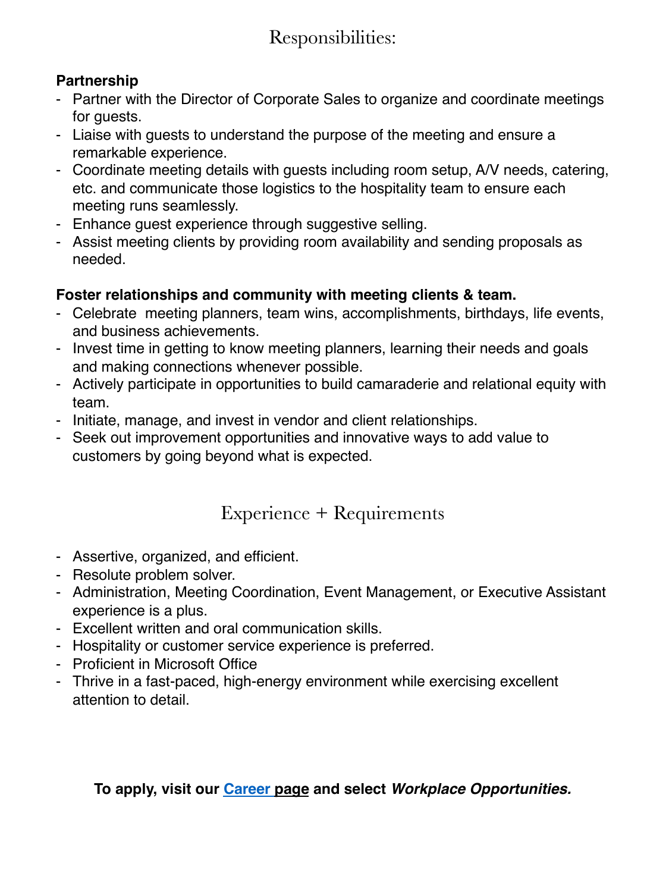## Responsibilities:

**Partnership**

- Partner with the Director of Corporate Sales to organize and coordinate meetings for guests.
- Liaise with guests to understand the purpose of the meeting and ensure a remarkable experience.
- Coordinate meeting details with guests including room setup, A/V needs, catering, etc. and communicate those logistics to the hospitality team to ensure each meeting runs seamlessly.
- Enhance guest experience through suggestive selling.
- Assist meeting clients by providing room availability and sending proposals as needed.

**Foster relationships and community with meeting clients & team.**

- Celebrate meeting planners, team wins, accomplishments, birthdays, life events, and business achievements.
- Invest time in getting to know meeting planners, learning their needs and goals and making connections whenever possible.
- Actively participate in opportunities to build camaraderie and relational equity with team.
- Initiate, manage, and invest in vendor and client relationships.
- Seek out improvement opportunities and innovative ways to add value to customers by going beyond what is expected.

## Experience + Requirements

- Assertive, organized, and efficient.
- Resolute problem solver.
- Administration, Meeting Coordination, Event Management, or Executive Assistant experience is a plus.
- Excellent written and oral communication skills.
- Hospitality or customer service experience is preferred.
- Proficient in Microsoft Office
- Thrive in a fast-paced, high-energy environment while exercising excellent attention to detail.

**To apply, visit our Career page and select *Workplace Opportunities.***